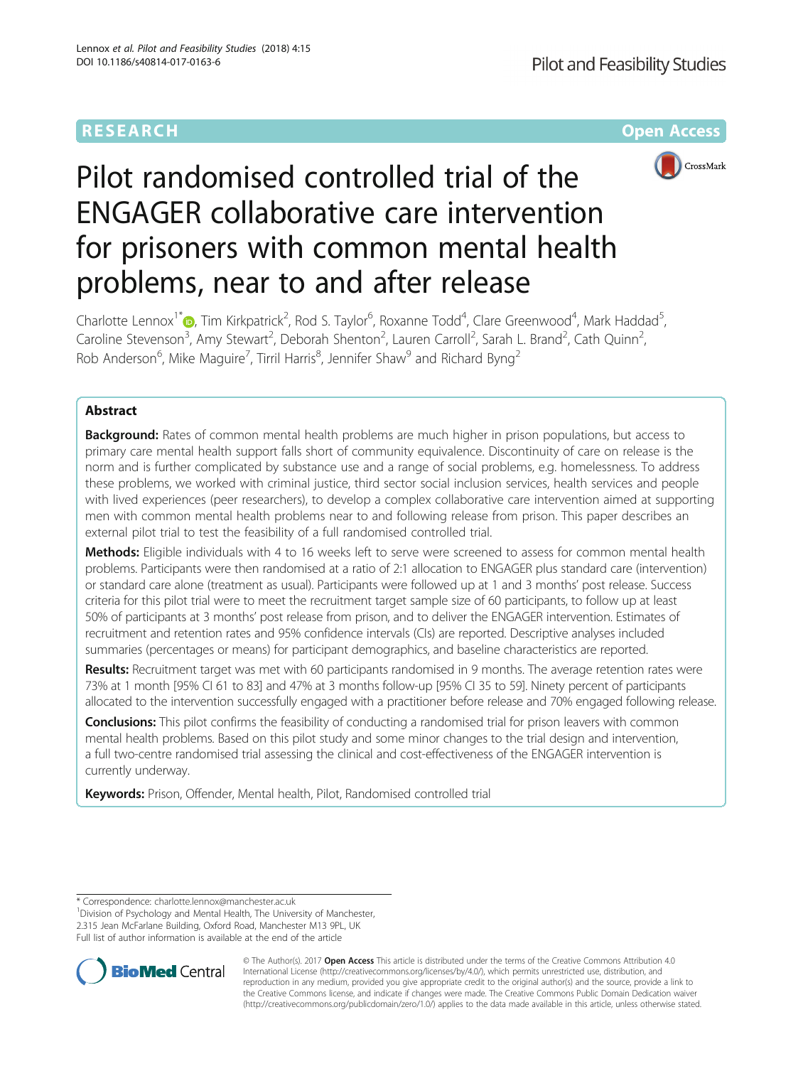RESEARCH Open Access

# Pilot randomised controlled trial of the ENGAGER collaborative care intervention for prisoners with common mental health problems, near to and after release

Charlotte Lennox[1*], Tim Kirkpatrick[2], Rod S. Taylor[6], Roxanne Todd[4], Clare Greenwood[4], Mark Haddad[5], Caroline Stevenson[3], Amy Stewart[2], Deborah Shenton[2], Lauren Carroll[2], Sarah L. Brand[2], Cath Quinn[2], Rob Anderson[6], Mike Maguire[7], Tirril Harris[8], Jennifer Shaw[9] and Richard Byng[2]

## Abstract

**Background:** Rates of common mental health problems are much higher in prison populations, but access to primary care mental health support falls short of community equivalence. Discontinuity of care on release is the norm and is further complicated by substance use and a range of social problems, e.g. homelessness. To address these problems, we worked with criminal justice, third sector social inclusion services, health services and people with lived experiences (peer researchers), to develop a complex collaborative care intervention aimed at supporting men with common mental health problems near to and following release from prison. This paper describes an external pilot trial to test the feasibility of a full randomised controlled trial.

**Methods:** Eligible individuals with 4 to 16 weeks left to serve were screened to assess for common mental health problems. Participants were then randomised at a ratio of 2:1 allocation to ENGAGER plus standard care (intervention) or standard care alone (treatment as usual). Participants were followed up at 1 and 3 months' post release. Success criteria for this pilot trial were to meet the recruitment target sample size of 60 participants, to follow up at least 50% of participants at 3 months' post release from prison, and to deliver the ENGAGER intervention. Estimates of recruitment and retention rates and 95% confidence intervals (CIs) are reported. Descriptive analyses included summaries (percentages or means) for participant demographics, and baseline characteristics are reported.

**Results:** Recruitment target was met with 60 participants randomised in 9 months. The average retention rates were 73% at 1 month [95% CI 61 to 83] and 47% at 3 months follow-up [95% CI 35 to 59]. Ninety percent of participants allocated to the intervention successfully engaged with a practitioner before release and 70% engaged following release.

**Conclusions:** This pilot confirms the feasibility of conducting a randomised trial for prison leavers with common mental health problems. Based on this pilot study and some minor changes to the trial design and intervention, a full two-centre randomised trial assessing the clinical and cost-effectiveness of the ENGAGER intervention is currently underway.

**Keywords:** Prison, Offender, Mental health, Pilot, Randomised controlled trial

\* Correspondence: charlotte.lennox@manchester.ac.uk
[1]Division of Psychology and Mental Health, The University of Manchester, 2.315 Jean McFarlane Building, Oxford Road, Manchester M13 9PL, UK
Full list of author information is available at the end of the article

© The Author(s). 2017 **Open Access** This article is distributed under the terms of the Creative Commons Attribution 4.0 International License (http://creativecommons.org/licenses/by/4.0/), which permits unrestricted use, distribution, and reproduction in any medium, provided you give appropriate credit to the original author(s) and the source, provide a link to the Creative Commons license, and indicate if changes were made. The Creative Commons Public Domain Dedication waiver (http://creativecommons.org/publicdomain/zero/1.0/) applies to the data made available in this article, unless otherwise stated.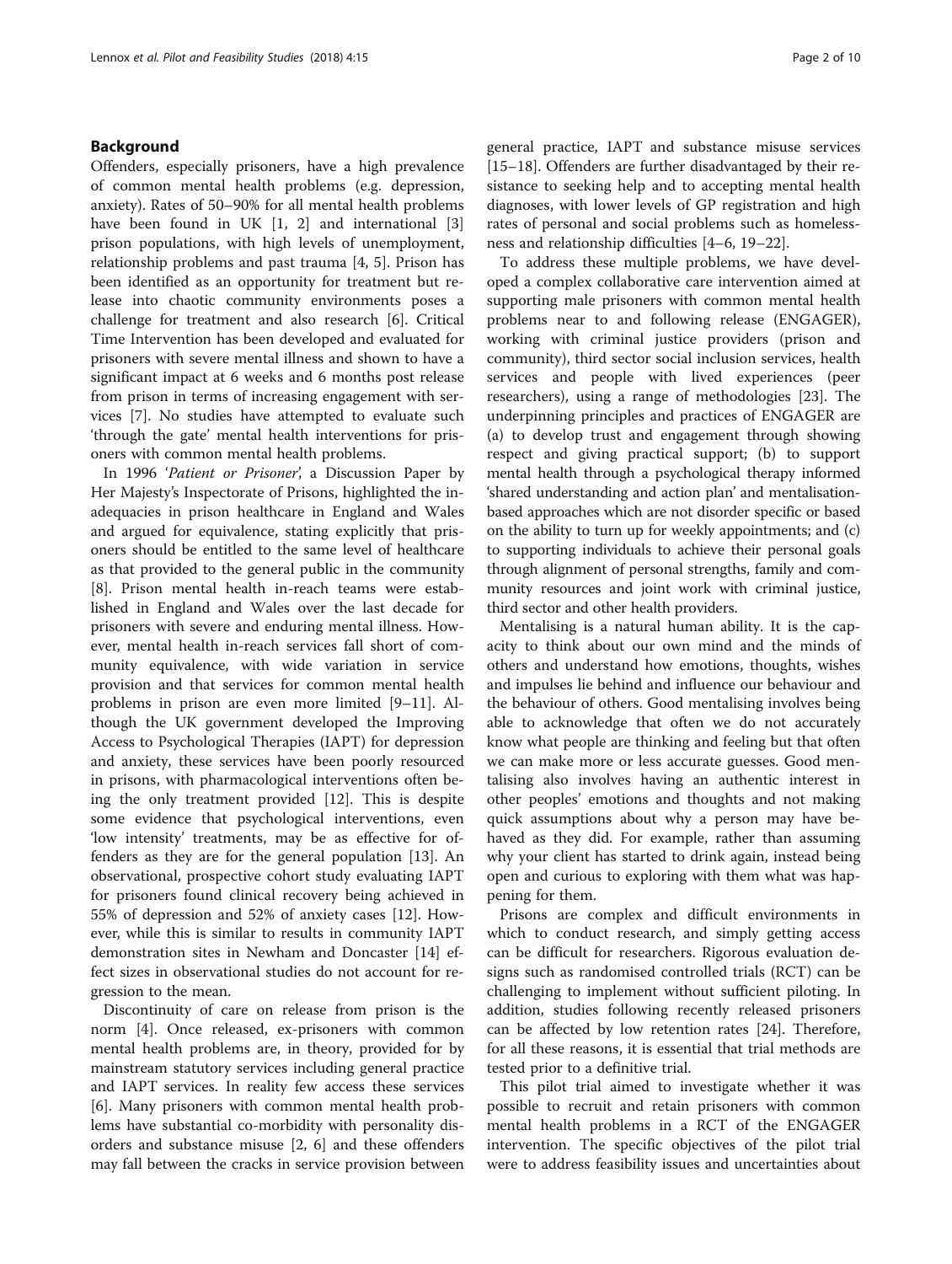## Background

Offenders, especially prisoners, have a high prevalence of common mental health problems (e.g. depression, anxiety). Rates of 50–90% for all mental health problems have been found in UK [1, 2] and international [3] prison populations, with high levels of unemployment, relationship problems and past trauma [4, 5]. Prison has been identified as an opportunity for treatment but release into chaotic community environments poses a challenge for treatment and also research [6]. Critical Time Intervention has been developed and evaluated for prisoners with severe mental illness and shown to have a significant impact at 6 weeks and 6 months post release from prison in terms of increasing engagement with services [7]. No studies have attempted to evaluate such 'through the gate' mental health interventions for prisoners with common mental health problems.

In 1996 '*Patient or Prisoner*', a Discussion Paper by Her Majesty's Inspectorate of Prisons, highlighted the inadequacies in prison healthcare in England and Wales and argued for equivalence, stating explicitly that prisoners should be entitled to the same level of healthcare as that provided to the general public in the community [8]. Prison mental health in-reach teams were established in England and Wales over the last decade for prisoners with severe and enduring mental illness. However, mental health in-reach services fall short of community equivalence, with wide variation in service provision and that services for common mental health problems in prison are even more limited [9–11]. Although the UK government developed the Improving Access to Psychological Therapies (IAPT) for depression and anxiety, these services have been poorly resourced in prisons, with pharmacological interventions often being the only treatment provided [12]. This is despite some evidence that psychological interventions, even 'low intensity' treatments, may be as effective for offenders as they are for the general population [13]. An observational, prospective cohort study evaluating IAPT for prisoners found clinical recovery being achieved in 55% of depression and 52% of anxiety cases [12]. However, while this is similar to results in community IAPT demonstration sites in Newham and Doncaster [14] effect sizes in observational studies do not account for regression to the mean.

Discontinuity of care on release from prison is the norm [4]. Once released, ex-prisoners with common mental health problems are, in theory, provided for by mainstream statutory services including general practice and IAPT services. In reality few access these services [6]. Many prisoners with common mental health problems have substantial co-morbidity with personality disorders and substance misuse [2, 6] and these offenders may fall between the cracks in service provision between general practice, IAPT and substance misuse services [15–18]. Offenders are further disadvantaged by their resistance to seeking help and to accepting mental health diagnoses, with lower levels of GP registration and high rates of personal and social problems such as homelessness and relationship difficulties [4–6, 19–22].

To address these multiple problems, we have developed a complex collaborative care intervention aimed at supporting male prisoners with common mental health problems near to and following release (ENGAGER), working with criminal justice providers (prison and community), third sector social inclusion services, health services and people with lived experiences (peer researchers), using a range of methodologies [23]. The underpinning principles and practices of ENGAGER are (a) to develop trust and engagement through showing respect and giving practical support; (b) to support mental health through a psychological therapy informed 'shared understanding and action plan' and mentalisation-based approaches which are not disorder specific or based on the ability to turn up for weekly appointments; and (c) to supporting individuals to achieve their personal goals through alignment of personal strengths, family and community resources and joint work with criminal justice, third sector and other health providers.

Mentalising is a natural human ability. It is the capacity to think about our own mind and the minds of others and understand how emotions, thoughts, wishes and impulses lie behind and influence our behaviour and the behaviour of others. Good mentalising involves being able to acknowledge that often we do not accurately know what people are thinking and feeling but that often we can make more or less accurate guesses. Good mentalising also involves having an authentic interest in other peoples' emotions and thoughts and not making quick assumptions about why a person may have behaved as they did. For example, rather than assuming why your client has started to drink again, instead being open and curious to exploring with them what was happening for them.

Prisons are complex and difficult environments in which to conduct research, and simply getting access can be difficult for researchers. Rigorous evaluation designs such as randomised controlled trials (RCT) can be challenging to implement without sufficient piloting. In addition, studies following recently released prisoners can be affected by low retention rates [24]. Therefore, for all these reasons, it is essential that trial methods are tested prior to a definitive trial.

This pilot trial aimed to investigate whether it was possible to recruit and retain prisoners with common mental health problems in a RCT of the ENGAGER intervention. The specific objectives of the pilot trial were to address feasibility issues and uncertainties about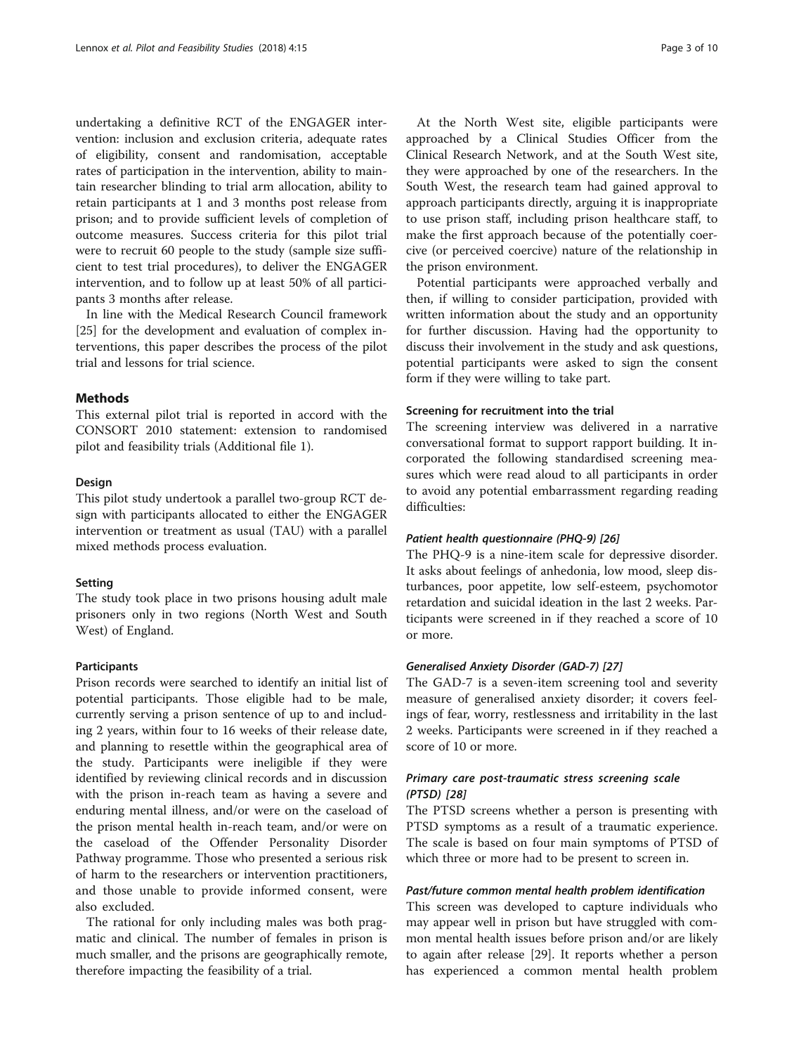undertaking a definitive RCT of the ENGAGER intervention: inclusion and exclusion criteria, adequate rates of eligibility, consent and randomisation, acceptable rates of participation in the intervention, ability to maintain researcher blinding to trial arm allocation, ability to retain participants at 1 and 3 months post release from prison; and to provide sufficient levels of completion of outcome measures. Success criteria for this pilot trial were to recruit 60 people to the study (sample size sufficient to test trial procedures), to deliver the ENGAGER intervention, and to follow up at least 50% of all participants 3 months after release.

In line with the Medical Research Council framework [25] for the development and evaluation of complex interventions, this paper describes the process of the pilot trial and lessons for trial science.

## Methods

This external pilot trial is reported in accord with the CONSORT 2010 statement: extension to randomised pilot and feasibility trials (Additional file 1).

### Design

This pilot study undertook a parallel two-group RCT design with participants allocated to either the ENGAGER intervention or treatment as usual (TAU) with a parallel mixed methods process evaluation.

### Setting

The study took place in two prisons housing adult male prisoners only in two regions (North West and South West) of England.

### Participants

Prison records were searched to identify an initial list of potential participants. Those eligible had to be male, currently serving a prison sentence of up to and including 2 years, within four to 16 weeks of their release date, and planning to resettle within the geographical area of the study. Participants were ineligible if they were identified by reviewing clinical records and in discussion with the prison in-reach team as having a severe and enduring mental illness, and/or were on the caseload of the prison mental health in-reach team, and/or were on the caseload of the Offender Personality Disorder Pathway programme. Those who presented a serious risk of harm to the researchers or intervention practitioners, and those unable to provide informed consent, were also excluded.

The rational for only including males was both pragmatic and clinical. The number of females in prison is much smaller, and the prisons are geographically remote, therefore impacting the feasibility of a trial.

At the North West site, eligible participants were approached by a Clinical Studies Officer from the Clinical Research Network, and at the South West site, they were approached by one of the researchers. In the South West, the research team had gained approval to approach participants directly, arguing it is inappropriate to use prison staff, including prison healthcare staff, to make the first approach because of the potentially coercive (or perceived coercive) nature of the relationship in the prison environment.

Potential participants were approached verbally and then, if willing to consider participation, provided with written information about the study and an opportunity for further discussion. Having had the opportunity to discuss their involvement in the study and ask questions, potential participants were asked to sign the consent form if they were willing to take part.

### Screening for recruitment into the trial

The screening interview was delivered in a narrative conversational format to support rapport building. It incorporated the following standardised screening measures which were read aloud to all participants in order to avoid any potential embarrassment regarding reading difficulties:

#### *Patient health questionnaire (PHQ-9) [26]*

The PHQ-9 is a nine-item scale for depressive disorder. It asks about feelings of anhedonia, low mood, sleep disturbances, poor appetite, low self-esteem, psychomotor retardation and suicidal ideation in the last 2 weeks. Participants were screened in if they reached a score of 10 or more.

#### *Generalised Anxiety Disorder (GAD-7) [27]*

The GAD-7 is a seven-item screening tool and severity measure of generalised anxiety disorder; it covers feelings of fear, worry, restlessness and irritability in the last 2 weeks. Participants were screened in if they reached a score of 10 or more.

#### *Primary care post-traumatic stress screening scale (PTSD) [28]*

The PTSD screens whether a person is presenting with PTSD symptoms as a result of a traumatic experience. The scale is based on four main symptoms of PTSD of which three or more had to be present to screen in.

#### *Past/future common mental health problem identification*

This screen was developed to capture individuals who may appear well in prison but have struggled with common mental health issues before prison and/or are likely to again after release [29]. It reports whether a person has experienced a common mental health problem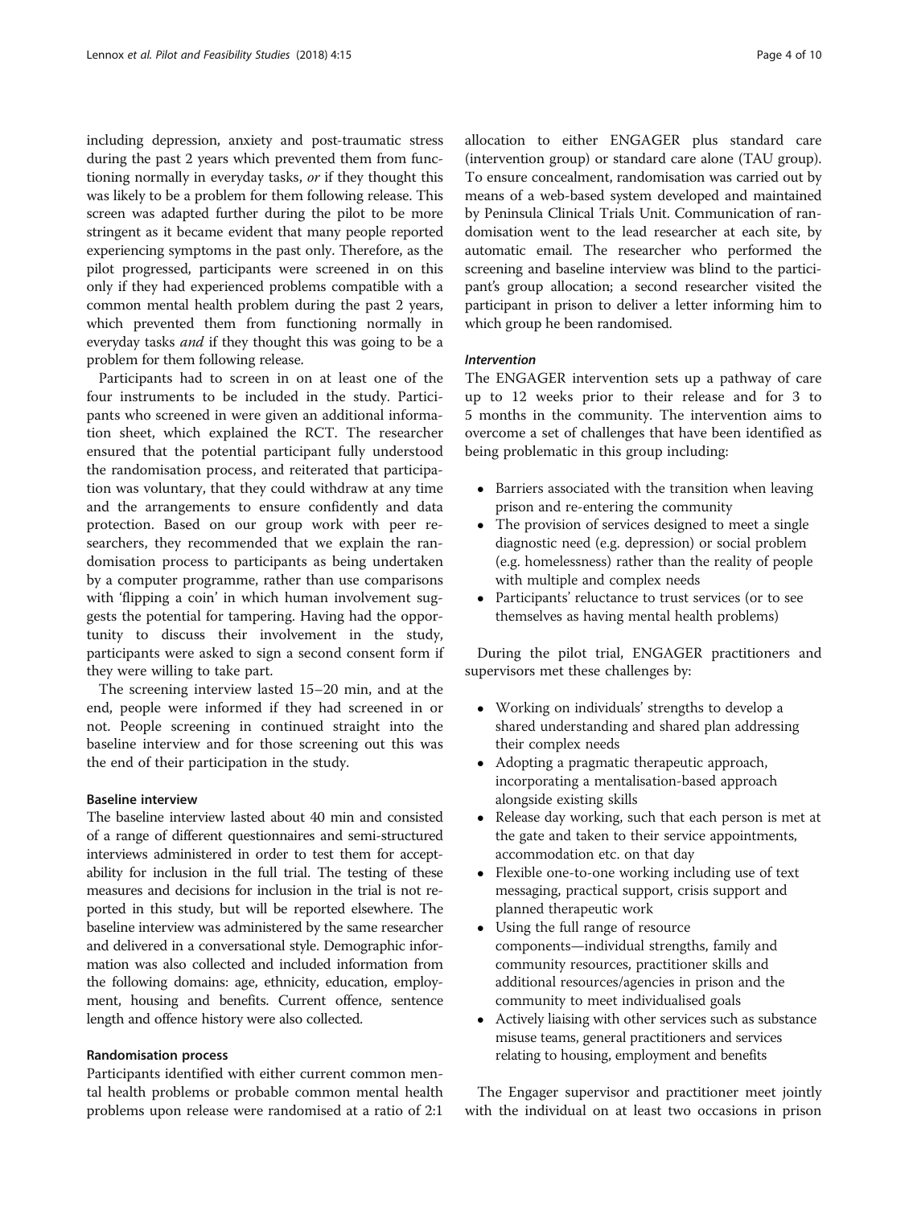including depression, anxiety and post-traumatic stress during the past 2 years which prevented them from functioning normally in everyday tasks, *or* if they thought this was likely to be a problem for them following release. This screen was adapted further during the pilot to be more stringent as it became evident that many people reported experiencing symptoms in the past only. Therefore, as the pilot progressed, participants were screened in on this only if they had experienced problems compatible with a common mental health problem during the past 2 years, which prevented them from functioning normally in everyday tasks *and* if they thought this was going to be a problem for them following release.

Participants had to screen in on at least one of the four instruments to be included in the study. Participants who screened in were given an additional information sheet, which explained the RCT. The researcher ensured that the potential participant fully understood the randomisation process, and reiterated that participation was voluntary, that they could withdraw at any time and the arrangements to ensure confidently and data protection. Based on our group work with peer researchers, they recommended that we explain the randomisation process to participants as being undertaken by a computer programme, rather than use comparisons with 'flipping a coin' in which human involvement suggests the potential for tampering. Having had the opportunity to discuss their involvement in the study, participants were asked to sign a second consent form if they were willing to take part.

The screening interview lasted 15–20 min, and at the end, people were informed if they had screened in or not. People screening in continued straight into the baseline interview and for those screening out this was the end of their participation in the study.

#### Baseline interview

The baseline interview lasted about 40 min and consisted of a range of different questionnaires and semi-structured interviews administered in order to test them for acceptability for inclusion in the full trial. The testing of these measures and decisions for inclusion in the trial is not reported in this study, but will be reported elsewhere. The baseline interview was administered by the same researcher and delivered in a conversational style. Demographic information was also collected and included information from the following domains: age, ethnicity, education, employment, housing and benefits. Current offence, sentence length and offence history were also collected.

#### Randomisation process

Participants identified with either current common mental health problems or probable common mental health problems upon release were randomised at a ratio of 2:1 allocation to either ENGAGER plus standard care (intervention group) or standard care alone (TAU group). To ensure concealment, randomisation was carried out by means of a web-based system developed and maintained by Peninsula Clinical Trials Unit. Communication of randomisation went to the lead researcher at each site, by automatic email. The researcher who performed the screening and baseline interview was blind to the participant's group allocation; a second researcher visited the participant in prison to deliver a letter informing him to which group he been randomised.

#### *Intervention*

The ENGAGER intervention sets up a pathway of care up to 12 weeks prior to their release and for 3 to 5 months in the community. The intervention aims to overcome a set of challenges that have been identified as being problematic in this group including:

- Barriers associated with the transition when leaving prison and re-entering the community
- The provision of services designed to meet a single diagnostic need (e.g. depression) or social problem (e.g. homelessness) rather than the reality of people with multiple and complex needs
- Participants' reluctance to trust services (or to see themselves as having mental health problems)

During the pilot trial, ENGAGER practitioners and supervisors met these challenges by:

- Working on individuals' strengths to develop a shared understanding and shared plan addressing their complex needs
- Adopting a pragmatic therapeutic approach, incorporating a mentalisation-based approach alongside existing skills
- Release day working, such that each person is met at the gate and taken to their service appointments, accommodation etc. on that day
- Flexible one-to-one working including use of text messaging, practical support, crisis support and planned therapeutic work
- Using the full range of resource components—individual strengths, family and community resources, practitioner skills and additional resources/agencies in prison and the community to meet individualised goals
- Actively liaising with other services such as substance misuse teams, general practitioners and services relating to housing, employment and benefits

The Engager supervisor and practitioner meet jointly with the individual on at least two occasions in prison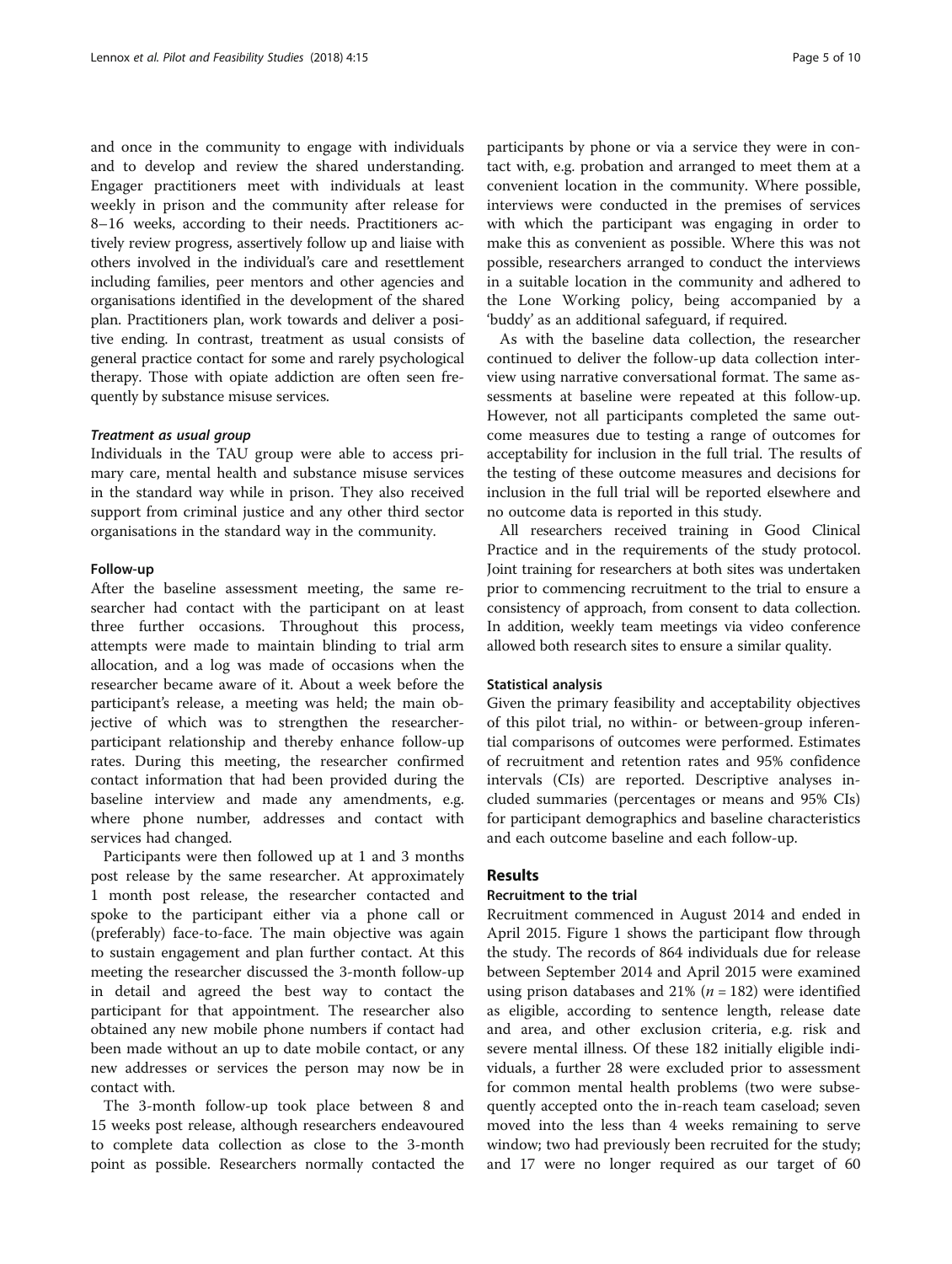and once in the community to engage with individuals and to develop and review the shared understanding. Engager practitioners meet with individuals at least weekly in prison and the community after release for 8–16 weeks, according to their needs. Practitioners actively review progress, assertively follow up and liaise with others involved in the individual's care and resettlement including families, peer mentors and other agencies and organisations identified in the development of the shared plan. Practitioners plan, work towards and deliver a positive ending. In contrast, treatment as usual consists of general practice contact for some and rarely psychological therapy. Those with opiate addiction are often seen frequently by substance misuse services.

#### *Treatment as usual group*

Individuals in the TAU group were able to access primary care, mental health and substance misuse services in the standard way while in prison. They also received support from criminal justice and any other third sector organisations in the standard way in the community.

### Follow-up

After the baseline assessment meeting, the same researcher had contact with the participant on at least three further occasions. Throughout this process, attempts were made to maintain blinding to trial arm allocation, and a log was made of occasions when the researcher became aware of it. About a week before the participant's release, a meeting was held; the main objective of which was to strengthen the researcher-participant relationship and thereby enhance follow-up rates. During this meeting, the researcher confirmed contact information that had been provided during the baseline interview and made any amendments, e.g. where phone number, addresses and contact with services had changed.

Participants were then followed up at 1 and 3 months post release by the same researcher. At approximately 1 month post release, the researcher contacted and spoke to the participant either via a phone call or (preferably) face-to-face. The main objective was again to sustain engagement and plan further contact. At this meeting the researcher discussed the 3-month follow-up in detail and agreed the best way to contact the participant for that appointment. The researcher also obtained any new mobile phone numbers if contact had been made without an up to date mobile contact, or any new addresses or services the person may now be in contact with.

The 3-month follow-up took place between 8 and 15 weeks post release, although researchers endeavoured to complete data collection as close to the 3-month point as possible. Researchers normally contacted the participants by phone or via a service they were in contact with, e.g. probation and arranged to meet them at a convenient location in the community. Where possible, interviews were conducted in the premises of services with which the participant was engaging in order to make this as convenient as possible. Where this was not possible, researchers arranged to conduct the interviews in a suitable location in the community and adhered to the Lone Working policy, being accompanied by a 'buddy' as an additional safeguard, if required.

As with the baseline data collection, the researcher continued to deliver the follow-up data collection interview using narrative conversational format. The same assessments at baseline were repeated at this follow-up. However, not all participants completed the same outcome measures due to testing a range of outcomes for acceptability for inclusion in the full trial. The results of the testing of these outcome measures and decisions for inclusion in the full trial will be reported elsewhere and no outcome data is reported in this study.

All researchers received training in Good Clinical Practice and in the requirements of the study protocol. Joint training for researchers at both sites was undertaken prior to commencing recruitment to the trial to ensure a consistency of approach, from consent to data collection. In addition, weekly team meetings via video conference allowed both research sites to ensure a similar quality.

### Statistical analysis

Given the primary feasibility and acceptability objectives of this pilot trial, no within- or between-group inferential comparisons of outcomes were performed. Estimates of recruitment and retention rates and 95% confidence intervals (CIs) are reported. Descriptive analyses included summaries (percentages or means and 95% CIs) for participant demographics and baseline characteristics and each outcome baseline and each follow-up.

## Results

### Recruitment to the trial

Recruitment commenced in August 2014 and ended in April 2015. Figure 1 shows the participant flow through the study. The records of 864 individuals due for release between September 2014 and April 2015 were examined using prison databases and 21% ($n = 182$) were identified as eligible, according to sentence length, release date and area, and other exclusion criteria, e.g. risk and severe mental illness. Of these 182 initially eligible individuals, a further 28 were excluded prior to assessment for common mental health problems (two were subsequently accepted onto the in-reach team caseload; seven moved into the less than 4 weeks remaining to serve window; two had previously been recruited for the study; and 17 were no longer required as our target of 60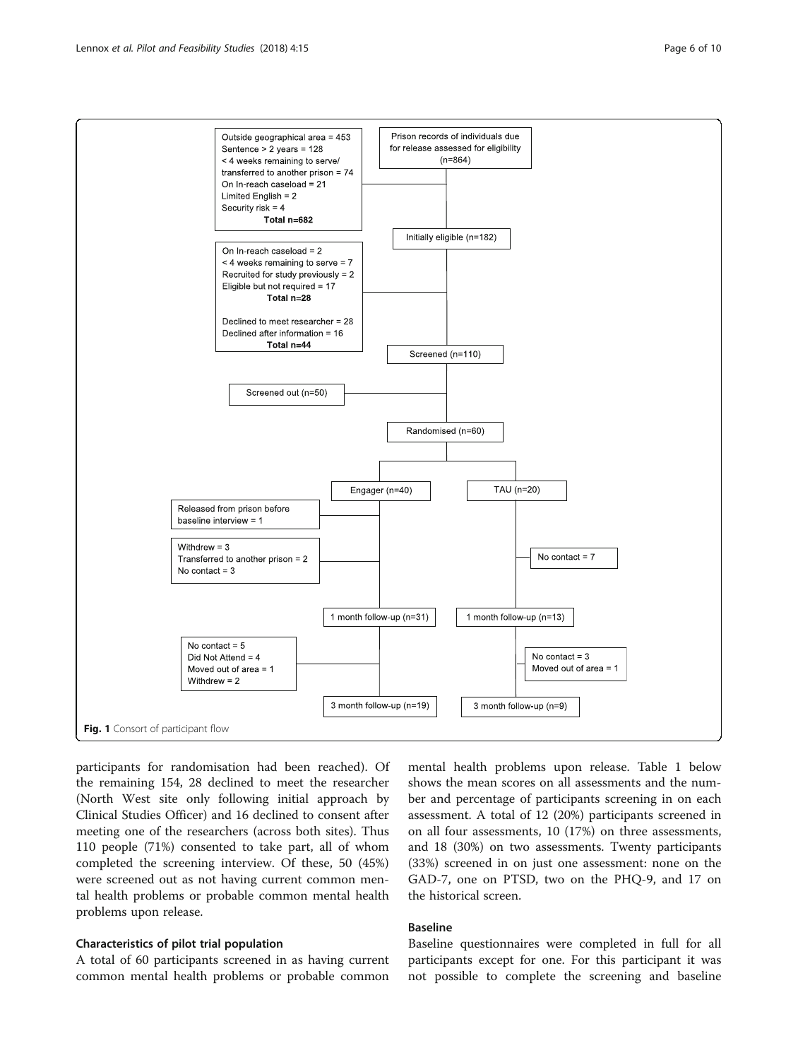Prison records of individuals due for release assessed for eligibility (n=864)

- Outside geographical area = 453
- Sentence > 2 years = 128
- < 4 weeks remaining to serve/ transferred to another prison = 74
- On In-reach caseload = 21
- Limited English = 2
- Security risk = 4
- **Total n=682**

Initially eligible (n=182)

- On In-reach caseload = 2
- < 4 weeks remaining to serve = 7
- Recruited for study previously = 2
- Eligible but not required = 17
- **Total n=28**

- Declined to meet researcher = 28
- Declined after information = 16
- **Total n=44**

Screened (n=110)

Screened out (n=50)

Randomised (n=60)

Engager (n=40)

- Released from prison before baseline interview = 1
- Withdrew = 3
- Transferred to another prison = 2
- No contact = 3

1 month follow-up (n=31)

- No contact = 5
- Did Not Attend = 4
- Moved out of area = 1
- Withdrew = 2

3 month follow-up (n=19)

TAU (n=20)

- No contact = 7

1 month follow-up (n=13)

- No contact = 3
- Moved out of area = 1

3 month follow-up (n=9)

**Fig. 1** Consort of participant flow

participants for randomisation had been reached). Of the remaining 154, 28 declined to meet the researcher (North West site only following initial approach by Clinical Studies Officer) and 16 declined to consent after meeting one of the researchers (across both sites). Thus 110 people (71%) consented to take part, all of whom completed the screening interview. Of these, 50 (45%) were screened out as not having current common mental health problems or probable common mental health problems upon release.

### Characteristics of pilot trial population

A total of 60 participants screened in as having current common mental health problems or probable common mental health problems upon release. Table 1 below shows the mean scores on all assessments and the number and percentage of participants screening in on each assessment. A total of 12 (20%) participants screened in on all four assessments, 10 (17%) on three assessments, and 18 (30%) on two assessments. Twenty participants (33%) screened in on just one assessment: none on the GAD-7, one on PTSD, two on the PHQ-9, and 17 on the historical screen.

### Baseline

Baseline questionnaires were completed in full for all participants except for one. For this participant it was not possible to complete the screening and baseline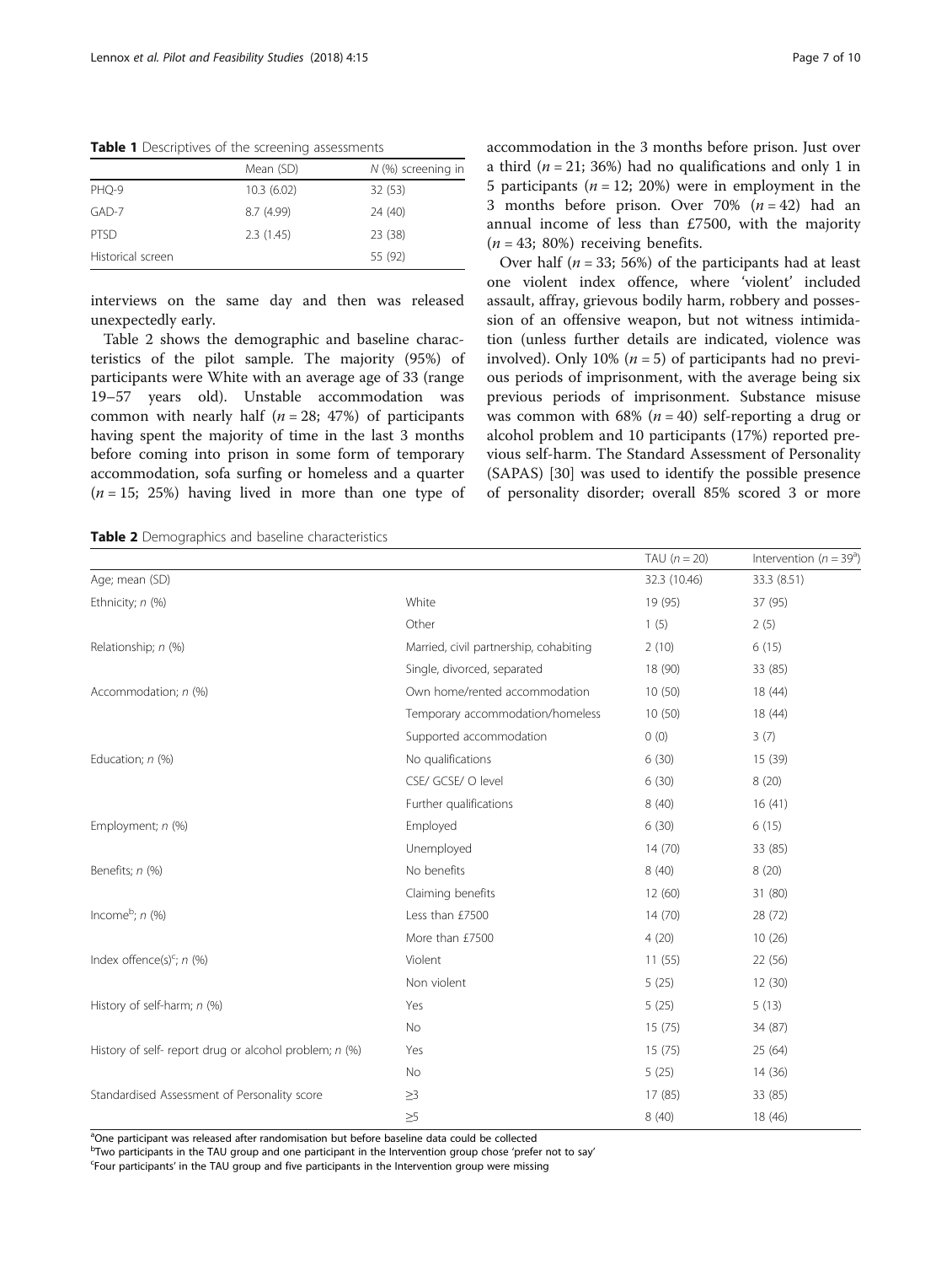**Table 1** Descriptives of the screening assessments

| | Mean (SD) | *N* (%) screening in |
|---|---|---|
| PHQ-9 | 10.3 (6.02) | 32 (53) |
| GAD-7 | 8.7 (4.99) | 24 (40) |
| PTSD | 2.3 (1.45) | 23 (38) |
| Historical screen | | 55 (92) |

interviews on the same day and then was released unexpectedly early.

Table 2 shows the demographic and baseline characteristics of the pilot sample. The majority (95%) of participants were White with an average age of 33 (range 19–57 years old). Unstable accommodation was common with nearly half (*n* = 28; 47%) of participants having spent the majority of time in the last 3 months before coming into prison in some form of temporary accommodation, sofa surfing or homeless and a quarter (*n* = 15; 25%) having lived in more than one type of accommodation in the 3 months before prison. Just over a third (*n* = 21; 36%) had no qualifications and only 1 in 5 participants (*n* = 12; 20%) were in employment in the 3 months before prison. Over 70% (*n* = 42) had an annual income of less than £7500, with the majority (*n* = 43; 80%) receiving benefits.

Over half (*n* = 33; 56%) of the participants had at least one violent index offence, where 'violent' included assault, affray, grievous bodily harm, robbery and possession of an offensive weapon, but not witness intimidation (unless further details are indicated, violence was involved). Only 10% (*n* = 5) of participants had no previous periods of imprisonment, with the average being six previous periods of imprisonment. Substance misuse was common with 68% (*n* = 40) self-reporting a drug or alcohol problem and 10 participants (17%) reported previous self-harm. The Standard Assessment of Personality (SAPAS) [30] was used to identify the possible presence of personality disorder; overall 85% scored 3 or more

**Table 2** Demographics and baseline characteristics

| | | TAU (*n* = 20) | Intervention (*n* = 39[a]) |
|---|---|---|---|
| Age; mean (SD) | | 32.3 (10.46) | 33.3 (8.51) |
| Ethnicity; *n* (%) | White | 19 (95) | 37 (95) |
| | Other | 1 (5) | 2 (5) |
| Relationship; *n* (%) | Married, civil partnership, cohabiting | 2 (10) | 6 (15) |
| | Single, divorced, separated | 18 (90) | 33 (85) |
| Accommodation; *n* (%) | Own home/rented accommodation | 10 (50) | 18 (44) |
| | Temporary accommodation/homeless | 10 (50) | 18 (44) |
| | Supported accommodation | 0 (0) | 3 (7) |
| Education; *n* (%) | No qualifications | 6 (30) | 15 (39) |
| | CSE/ GCSE/ O level | 6 (30) | 8 (20) |
| | Further qualifications | 8 (40) | 16 (41) |
| Employment; *n* (%) | Employed | 6 (30) | 6 (15) |
| | Unemployed | 14 (70) | 33 (85) |
| Benefits; *n* (%) | No benefits | 8 (40) | 8 (20) |
| | Claiming benefits | 12 (60) | 31 (80) |
| Income[b]; *n* (%) | Less than £7500 | 14 (70) | 28 (72) |
| | More than £7500 | 4 (20) | 10 (26) |
| Index offence(s)[c]; *n* (%) | Violent | 11 (55) | 22 (56) |
| | Non violent | 5 (25) | 12 (30) |
| History of self-harm; *n* (%) | Yes | 5 (25) | 5 (13) |
| | No | 15 (75) | 34 (87) |
| History of self- report drug or alcohol problem; *n* (%) | Yes | 15 (75) | 25 (64) |
| | No | 5 (25) | 14 (36) |
| Standardised Assessment of Personality score | ≥3 | 17 (85) | 33 (85) |
| | ≥5 | 8 (40) | 18 (46) |

[a]One participant was released after randomisation but before baseline data could be collected
[b]Two participants in the TAU group and one participant in the Intervention group chose 'prefer not to say'
[c]Four participants' in the TAU group and five participants in the Intervention group were missing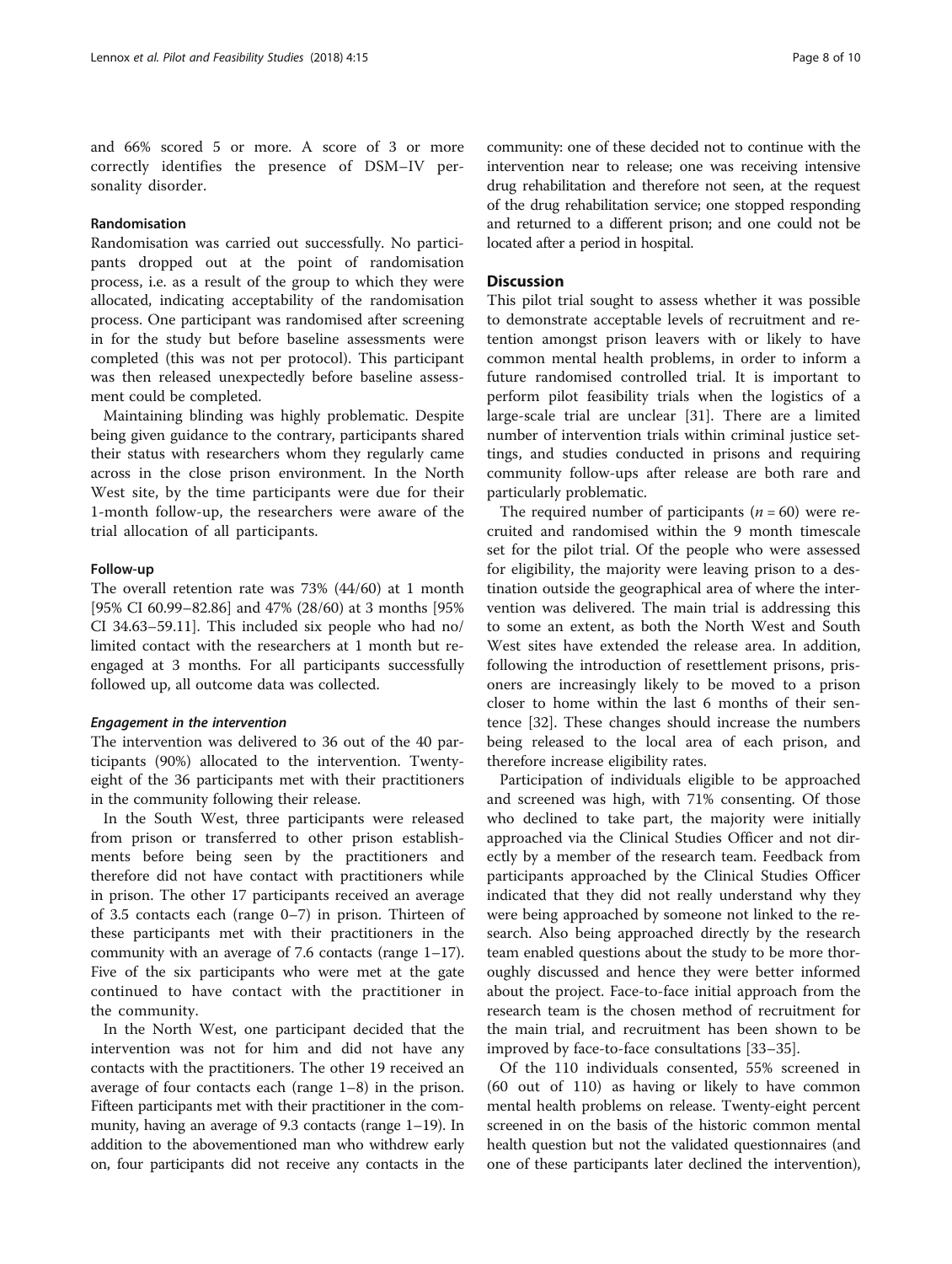and 66% scored 5 or more. A score of 3 or more correctly identifies the presence of DSM–IV personality disorder.

### Randomisation

Randomisation was carried out successfully. No participants dropped out at the point of randomisation process, i.e. as a result of the group to which they were allocated, indicating acceptability of the randomisation process. One participant was randomised after screening in for the study but before baseline assessments were completed (this was not per protocol). This participant was then released unexpectedly before baseline assessment could be completed.

Maintaining blinding was highly problematic. Despite being given guidance to the contrary, participants shared their status with researchers whom they regularly came across in the close prison environment. In the North West site, by the time participants were due for their 1-month follow-up, the researchers were aware of the trial allocation of all participants.

### Follow-up

The overall retention rate was 73% (44/60) at 1 month [95% CI 60.99–82.86] and 47% (28/60) at 3 months [95% CI 34.63–59.11]. This included six people who had no/limited contact with the researchers at 1 month but re-engaged at 3 months. For all participants successfully followed up, all outcome data was collected.

#### *Engagement in the intervention*

The intervention was delivered to 36 out of the 40 participants (90%) allocated to the intervention. Twenty-eight of the 36 participants met with their practitioners in the community following their release.

In the South West, three participants were released from prison or transferred to other prison establishments before being seen by the practitioners and therefore did not have contact with practitioners while in prison. The other 17 participants received an average of 3.5 contacts each (range 0–7) in prison. Thirteen of these participants met with their practitioners in the community with an average of 7.6 contacts (range 1–17). Five of the six participants who were met at the gate continued to have contact with the practitioner in the community.

In the North West, one participant decided that the intervention was not for him and did not have any contacts with the practitioners. The other 19 received an average of four contacts each (range 1–8) in the prison. Fifteen participants met with their practitioner in the community, having an average of 9.3 contacts (range 1–19). In addition to the abovementioned man who withdrew early on, four participants did not receive any contacts in the community: one of these decided not to continue with the intervention near to release; one was receiving intensive drug rehabilitation and therefore not seen, at the request of the drug rehabilitation service; one stopped responding and returned to a different prison; and one could not be located after a period in hospital.

## Discussion

This pilot trial sought to assess whether it was possible to demonstrate acceptable levels of recruitment and retention amongst prison leavers with or likely to have common mental health problems, in order to inform a future randomised controlled trial. It is important to perform pilot feasibility trials when the logistics of a large-scale trial are unclear [31]. There are a limited number of intervention trials within criminal justice settings, and studies conducted in prisons and requiring community follow-ups after release are both rare and particularly problematic.

The required number of participants ($n = 60$) were recruited and randomised within the 9 month timescale set for the pilot trial. Of the people who were assessed for eligibility, the majority were leaving prison to a destination outside the geographical area of where the intervention was delivered. The main trial is addressing this to some an extent, as both the North West and South West sites have extended the release area. In addition, following the introduction of resettlement prisons, prisoners are increasingly likely to be moved to a prison closer to home within the last 6 months of their sentence [32]. These changes should increase the numbers being released to the local area of each prison, and therefore increase eligibility rates.

Participation of individuals eligible to be approached and screened was high, with 71% consenting. Of those who declined to take part, the majority were initially approached via the Clinical Studies Officer and not directly by a member of the research team. Feedback from participants approached by the Clinical Studies Officer indicated that they did not really understand why they were being approached by someone not linked to the research. Also being approached directly by the research team enabled questions about the study to be more thoroughly discussed and hence they were better informed about the project. Face-to-face initial approach from the research team is the chosen method of recruitment for the main trial, and recruitment has been shown to be improved by face-to-face consultations [33–35].

Of the 110 individuals consented, 55% screened in (60 out of 110) as having or likely to have common mental health problems on release. Twenty-eight percent screened in on the basis of the historic common mental health question but not the validated questionnaires (and one of these participants later declined the intervention),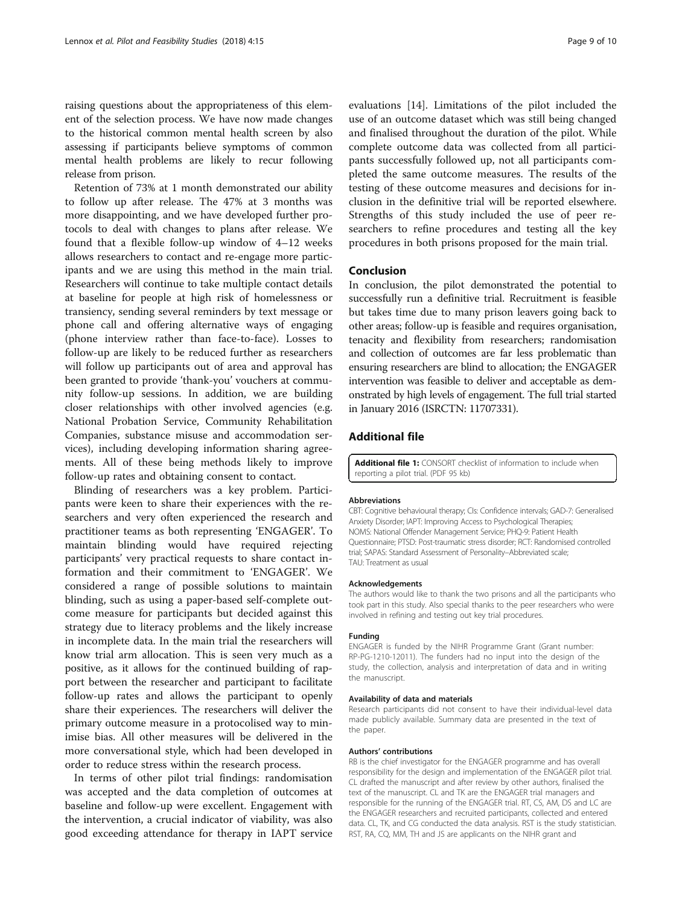raising questions about the appropriateness of this element of the selection process. We have now made changes to the historical common mental health screen by also assessing if participants believe symptoms of common mental health problems are likely to recur following release from prison.

Retention of 73% at 1 month demonstrated our ability to follow up after release. The 47% at 3 months was more disappointing, and we have developed further protocols to deal with changes to plans after release. We found that a flexible follow-up window of 4–12 weeks allows researchers to contact and re-engage more participants and we are using this method in the main trial. Researchers will continue to take multiple contact details at baseline for people at high risk of homelessness or transiency, sending several reminders by text message or phone call and offering alternative ways of engaging (phone interview rather than face-to-face). Losses to follow-up are likely to be reduced further as researchers will follow up participants out of area and approval has been granted to provide 'thank-you' vouchers at community follow-up sessions. In addition, we are building closer relationships with other involved agencies (e.g. National Probation Service, Community Rehabilitation Companies, substance misuse and accommodation services), including developing information sharing agreements. All of these being methods likely to improve follow-up rates and obtaining consent to contact.

Blinding of researchers was a key problem. Participants were keen to share their experiences with the researchers and very often experienced the research and practitioner teams as both representing 'ENGAGER'. To maintain blinding would have required rejecting participants' very practical requests to share contact information and their commitment to 'ENGAGER'. We considered a range of possible solutions to maintain blinding, such as using a paper-based self-complete outcome measure for participants but decided against this strategy due to literacy problems and the likely increase in incomplete data. In the main trial the researchers will know trial arm allocation. This is seen very much as a positive, as it allows for the continued building of rapport between the researcher and participant to facilitate follow-up rates and allows the participant to openly share their experiences. The researchers will deliver the primary outcome measure in a protocolised way to minimise bias. All other measures will be delivered in the more conversational style, which had been developed in order to reduce stress within the research process.

In terms of other pilot trial findings: randomisation was accepted and the data completion of outcomes at baseline and follow-up were excellent. Engagement with the intervention, a crucial indicator of viability, was also good exceeding attendance for therapy in IAPT service evaluations [14]. Limitations of the pilot included the use of an outcome dataset which was still being changed and finalised throughout the duration of the pilot. While complete outcome data was collected from all participants successfully followed up, not all participants completed the same outcome measures. The results of the testing of these outcome measures and decisions for inclusion in the definitive trial will be reported elsewhere. Strengths of this study included the use of peer researchers to refine procedures and testing all the key procedures in both prisons proposed for the main trial.

## Conclusion

In conclusion, the pilot demonstrated the potential to successfully run a definitive trial. Recruitment is feasible but takes time due to many prison leavers going back to other areas; follow-up is feasible and requires organisation, tenacity and flexibility from researchers; randomisation and collection of outcomes are far less problematic than ensuring researchers are blind to allocation; the ENGAGER intervention was feasible to deliver and acceptable as demonstrated by high levels of engagement. The full trial started in January 2016 (ISRCTN: 11707331).

## Additional file

**Additional file 1:** CONSORT checklist of information to include when reporting a pilot trial. (PDF 95 kb)

#### Abbreviations

CBT: Cognitive behavioural therapy; CIs: Confidence intervals; GAD-7: Generalised Anxiety Disorder; IAPT: Improving Access to Psychological Therapies; NOMS: National Offender Management Service; PHQ-9: Patient Health Questionnaire; PTSD: Post-traumatic stress disorder; RCT: Randomised controlled trial; SAPAS: Standard Assessment of Personality–Abbreviated scale; TAU: Treatment as usual

#### Acknowledgements

The authors would like to thank the two prisons and all the participants who took part in this study. Also special thanks to the peer researchers who were involved in refining and testing out key trial procedures.

#### Funding

ENGAGER is funded by the NIHR Programme Grant (Grant number: RP-PG-1210-12011). The funders had no input into the design of the study, the collection, analysis and interpretation of data and in writing the manuscript.

#### Availability of data and materials

Research participants did not consent to have their individual-level data made publicly available. Summary data are presented in the text of the paper.

#### Authors' contributions

RB is the chief investigator for the ENGAGER programme and has overall responsibility for the design and implementation of the ENGAGER pilot trial. CL drafted the manuscript and after review by other authors, finalised the text of the manuscript. CL and TK are the ENGAGER trial managers and responsible for the running of the ENGAGER trial. RT, CS, AM, DS and LC are the ENGAGER researchers and recruited participants, collected and entered data. CL, TK, and CG conducted the data analysis. RST is the study statistician. RST, RA, CQ, MM, TH and JS are applicants on the NIHR grant and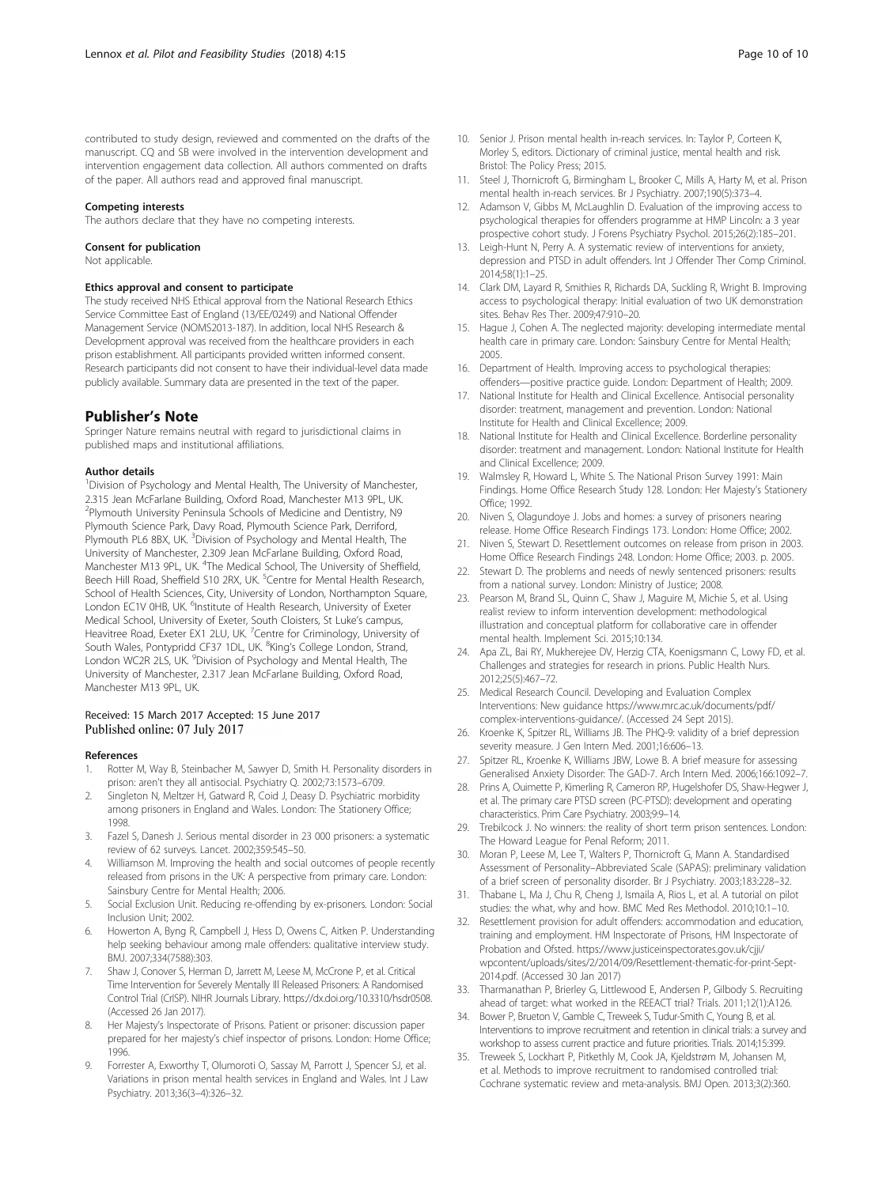contributed to study design, reviewed and commented on the drafts of the manuscript. CQ and SB were involved in the intervention development and intervention engagement data collection. All authors commented on drafts of the paper. All authors read and approved final manuscript.

#### Competing interests
The authors declare that they have no competing interests.

#### Consent for publication
Not applicable.

#### Ethics approval and consent to participate
The study received NHS Ethical approval from the National Research Ethics Service Committee East of England (13/EE/0249) and National Offender Management Service (NOMS2013-187). In addition, local NHS Research & Development approval was received from the healthcare providers in each prison establishment. All participants provided written informed consent. Research participants did not consent to have their individual-level data made publicly available. Summary data are presented in the text of the paper.

## Publisher's Note
Springer Nature remains neutral with regard to jurisdictional claims in published maps and institutional affiliations.

#### Author details
[1]Division of Psychology and Mental Health, The University of Manchester, 2.315 Jean McFarlane Building, Oxford Road, Manchester M13 9PL, UK. [2]Plymouth University Peninsula Schools of Medicine and Dentistry, N9 Plymouth Science Park, Davy Road, Plymouth Science Park, Derriford, Plymouth PL6 8BX, UK. [3]Division of Psychology and Mental Health, The University of Manchester, 2.309 Jean McFarlane Building, Oxford Road, Manchester M13 9PL, UK. [4]The Medical School, The University of Sheffield, Beech Hill Road, Sheffield S10 2RX, UK. [5]Centre for Mental Health Research, School of Health Sciences, City, University of London, Northampton Square, London EC1V 0HB, UK. [6]Institute of Health Research, University of Exeter Medical School, University of Exeter, South Cloisters, St Luke's campus, Heavitree Road, Exeter EX1 2LU, UK. [7]Centre for Criminology, University of South Wales, Pontypridd CF37 1DL, UK. [8]King's College London, Strand, London WC2R 2LS, UK. [9]Division of Psychology and Mental Health, The University of Manchester, 2.317 Jean McFarlane Building, Oxford Road, Manchester M13 9PL, UK.

Received: 15 March 2017 Accepted: 15 June 2017
Published online: 07 July 2017

#### References
1. Rotter M, Way B, Steinbacher M, Sawyer D, Smith H. Personality disorders in prison: aren't they all antisocial. Psychiatry Q. 2002;73:1573–6709.
2. Singleton N, Meltzer H, Gatward R, Coid J, Deasy D. Psychiatric morbidity among prisoners in England and Wales. London: The Stationery Office; 1998.
3. Fazel S, Danesh J. Serious mental disorder in 23 000 prisoners: a systematic review of 62 surveys. Lancet. 2002;359:545–50.
4. Williamson M. Improving the health and social outcomes of people recently released from prisons in the UK: A perspective from primary care. London: Sainsbury Centre for Mental Health; 2006.
5. Social Exclusion Unit. Reducing re-offending by ex-prisoners. London: Social Inclusion Unit; 2002.
6. Howerton A, Byng R, Campbell J, Hess D, Owens C, Aitken P. Understanding help seeking behaviour among male offenders: qualitative interview study. BMJ. 2007;334(7588):303.
7. Shaw J, Conover S, Herman D, Jarrett M, Leese M, McCrone P, et al. Critical Time Intervention for Severely Mentally Ill Released Prisoners: A Randomised Control Trial (CrISP). NIHR Journals Library. https://dx.doi.org/10.3310/hsdr0508. (Accessed 26 Jan 2017).
8. Her Majesty's Inspectorate of Prisons. Patient or prisoner: discussion paper prepared for her majesty's chief inspector of prisons. London: Home Office; 1996.
9. Forrester A, Exworthy T, Olumoroti O, Sassay M, Parrott J, Spencer SJ, et al. Variations in prison mental health services in England and Wales. Int J Law Psychiatry. 2013;36(3–4):326–32.
10. Senior J. Prison mental health in-reach services. In: Taylor P, Corteen K, Morley S, editors. Dictionary of criminal justice, mental health and risk. Bristol: The Policy Press; 2015.
11. Steel J, Thornicroft G, Birmingham L, Brooker C, Mills A, Harty M, et al. Prison mental health in-reach services. Br J Psychiatry. 2007;190(5):373–4.
12. Adamson V, Gibbs M, McLaughlin D. Evaluation of the improving access to psychological therapies for offenders programme at HMP Lincoln: a 3 year prospective cohort study. J Forens Psychiatry Psychol. 2015;26(2):185–201.
13. Leigh-Hunt N, Perry A. A systematic review of interventions for anxiety, depression and PTSD in adult offenders. Int J Offender Ther Comp Criminol. 2014;58(1):1–25.
14. Clark DM, Layard R, Smithies R, Richards DA, Suckling R, Wright B. Improving access to psychological therapy: Initial evaluation of two UK demonstration sites. Behav Res Ther. 2009;47:910–20.
15. Hague J, Cohen A. The neglected majority: developing intermediate mental health care in primary care. London: Sainsbury Centre for Mental Health; 2005.
16. Department of Health. Improving access to psychological therapies: offenders—positive practice guide. London: Department of Health; 2009.
17. National Institute for Health and Clinical Excellence. Antisocial personality disorder: treatment, management and prevention. London: National Institute for Health and Clinical Excellence; 2009.
18. National Institute for Health and Clinical Excellence. Borderline personality disorder: treatment and management. London: National Institute for Health and Clinical Excellence; 2009.
19. Walmsley R, Howard L, White S. The National Prison Survey 1991: Main Findings. Home Office Research Study 128. London: Her Majesty's Stationery Office; 1992.
20. Niven S, Olagundoye J. Jobs and homes: a survey of prisoners nearing release. Home Office Research Findings 173. London: Home Office; 2002.
21. Niven S, Stewart D. Resettlement outcomes on release from prison in 2003. Home Office Research Findings 248. London: Home Office; 2003. p. 2005.
22. Stewart D. The problems and needs of newly sentenced prisoners: results from a national survey. London: Ministry of Justice; 2008.
23. Pearson M, Brand SL, Quinn C, Shaw J, Maguire M, Michie S, et al. Using realist review to inform intervention development: methodological illustration and conceptual platform for collaborative care in offender mental health. Implement Sci. 2015;10:134.
24. Apa ZL, Bai RY, Mukherejee DV, Herzig CTA, Koenigsmann C, Lowy FD, et al. Challenges and strategies for research in prions. Public Health Nurs. 2012;25(5):467–72.
25. Medical Research Council. Developing and Evaluating Complex Interventions: New guidance https://www.mrc.ac.uk/documents/pdf/complex-interventions-guidance/. (Accessed 24 Sept 2015).
26. Kroenke K, Spitzer RL, Williams JB. The PHQ-9: validity of a brief depression severity measure. J Gen Intern Med. 2001;16:606–13.
27. Spitzer RL, Kroenke K, Williams JBW, Lowe B. A brief measure for assessing Generalised Anxiety Disorder: The GAD-7. Arch Intern Med. 2006;166:1092–7.
28. Prins A, Ouimette P, Kimerling R, Cameron RP, Hugelshofer DS, Shaw-Hegwer J, et al. The primary care PTSD screen (PC-PTSD): development and operating characteristics. Prim Care Psychiatry. 2003;9:9–14.
29. Trebilcock J. No winners: the reality of short term prison sentences. London: The Howard League for Penal Reform; 2011.
30. Moran P, Leese M, Lee T, Walters P, Thornicroft G, Mann A. Standardised Assessment of Personality–Abbreviated Scale (SAPAS): preliminary validation of a brief screen of personality disorder. Br J Psychiatry. 2003;183:228–32.
31. Thabane L, Ma J, Chu R, Cheng J, Ismaila A, Rios L, et al. A tutorial on pilot studies: the what, why and how. BMC Med Res Methodol. 2010;10:1–10.
32. Resettlement provision for adult offenders: accommodation and education, training and employment. HM Inspectorate of Prisons, HM Inspectorate of Probation and Ofsted. https://www.justiceinspectorates.gov.uk/cjji/wpcontent/uploads/sites/2/2014/09/Resettlement-thematic-for-print-Sept-2014.pdf. (Accessed 30 Jan 2017)
33. Tharmanathan P, Brierley G, Littlewood E, Andersen P, Gilbody S. Recruiting ahead of target: what worked in the REEACT trial? Trials. 2011;12(1):A126.
34. Bower P, Brueton V, Gamble C, Treweek S, Tudur-Smith C, Young B, et al. Interventions to improve recruitment and retention in clinical trials: a survey and workshop to assess current practice and future priorities. Trials. 2014;15:399.
35. Treweek S, Lockhart P, Pitkethly M, Cook JA, Kjeldstrøm M, Johansen M, et al. Methods to improve recruitment to randomised controlled trial: Cochrane systematic review and meta-analysis. BMJ Open. 2013;3(2):360.